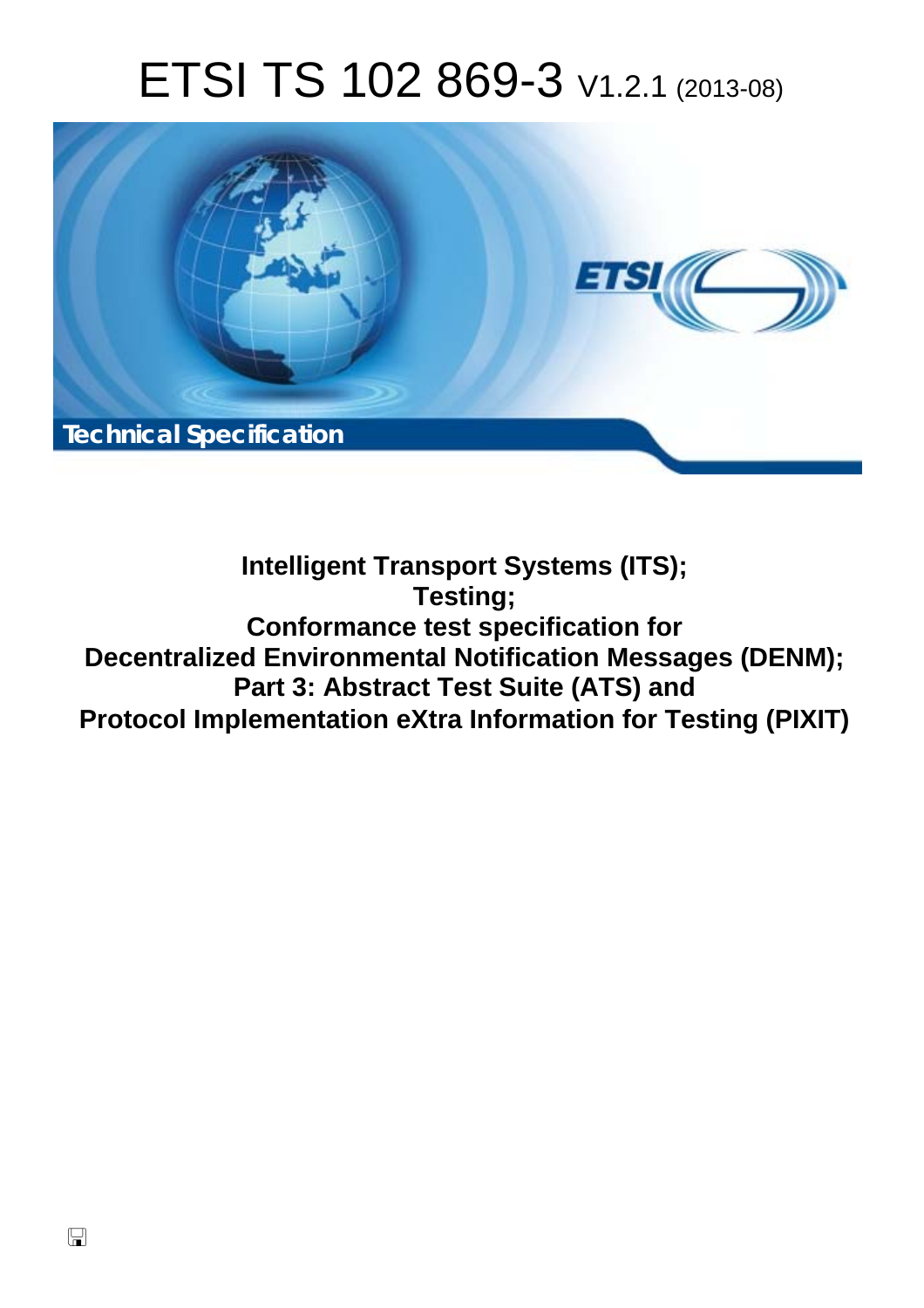# ETSI TS 102 869-3 V1.2.1 (2013-08)

Technical Specification

**Intelligent Transport Systems (ITS);**
**Testing;**
**Conformance test specification for**
**Decentralized Environmental Notification Messages (DENM);**
**Part 3: Abstract Test Suite (ATS) and**
**Protocol Implementation eXtra Information for Testing (PIXIT)**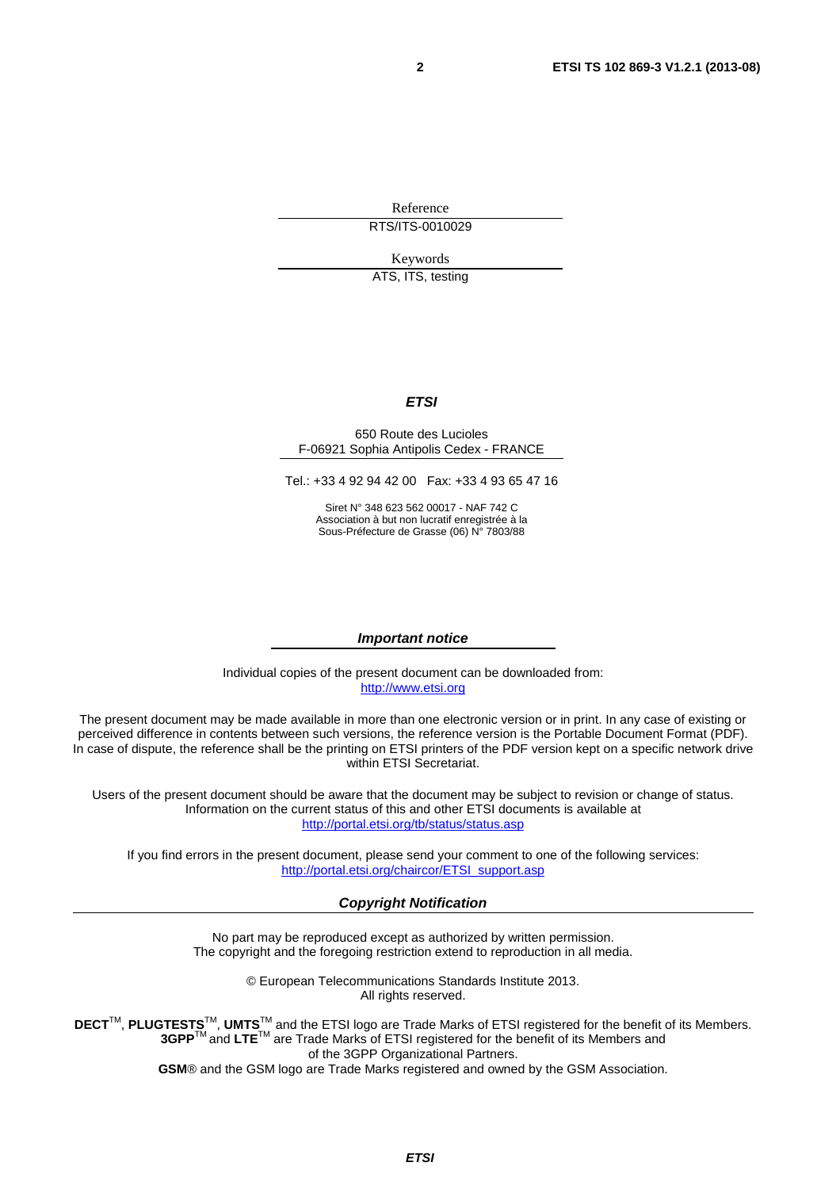Reference

RTS/ITS-0010029

Keywords

ATS, ITS, testing

***ETSI***

650 Route des Lucioles
F-06921 Sophia Antipolis Cedex - FRANCE

Tel.: +33 4 92 94 42 00 Fax: +33 4 93 65 47 16

Siret N° 348 623 562 00017 - NAF 742 C
Association à but non lucratif enregistrée à la
Sous-Préfecture de Grasse (06) N° 7803/88

***Important notice***

Individual copies of the present document can be downloaded from:
http://www.etsi.org

The present document may be made available in more than one electronic version or in print. In any case of existing or perceived difference in contents between such versions, the reference version is the Portable Document Format (PDF). In case of dispute, the reference shall be the printing on ETSI printers of the PDF version kept on a specific network drive within ETSI Secretariat.

Users of the present document should be aware that the document may be subject to revision or change of status. Information on the current status of this and other ETSI documents is available at
http://portal.etsi.org/tb/status/status.asp

If you find errors in the present document, please send your comment to one of the following services:
http://portal.etsi.org/chaircor/ETSI_support.asp

***Copyright Notification***

No part may be reproduced except as authorized by written permission.
The copyright and the foregoing restriction extend to reproduction in all media.

© European Telecommunications Standards Institute 2013.
All rights reserved.

**DECT**™, **PLUGTESTS**™, **UMTS**™ and the ETSI logo are Trade Marks of ETSI registered for the benefit of its Members.
**3GPP**™ and **LTE**™ are Trade Marks of ETSI registered for the benefit of its Members and of the 3GPP Organizational Partners.
**GSM**® and the GSM logo are Trade Marks registered and owned by the GSM Association.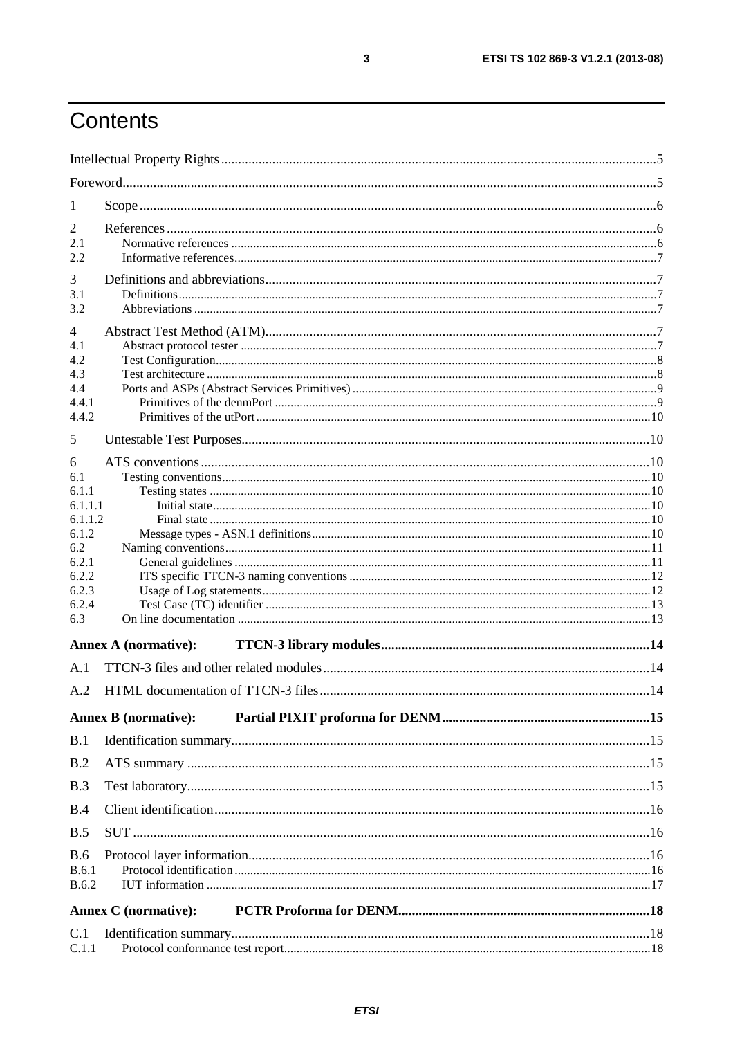# Contents

Intellectual Property Rights ... 5

Foreword ... 5

1 Scope ... 6

2 References ... 6
- 2.1 Normative references ... 6
- 2.2 Informative references ... 7

3 Definitions and abbreviations ... 7
- 3.1 Definitions ... 7
- 3.2 Abbreviations ... 7

4 Abstract Test Method (ATM) ... 7
- 4.1 Abstract protocol tester ... 7
- 4.2 Test Configuration ... 8
- 4.3 Test architecture ... 8
- 4.4 Ports and ASPs (Abstract Services Primitives) ... 9
  - 4.4.1 Primitives of the denmPort ... 9
  - 4.4.2 Primitives of the utPort ... 10

5 Untestable Test Purposes ... 10

6 ATS conventions ... 10
- 6.1 Testing conventions ... 10
  - 6.1.1 Testing states ... 10
    - 6.1.1.1 Initial state ... 10
    - 6.1.1.2 Final state ... 10
  - 6.1.2 Message types - ASN.1 definitions ... 10
- 6.2 Naming conventions ... 11
  - 6.2.1 General guidelines ... 11
  - 6.2.2 ITS specific TTCN-3 naming conventions ... 12
  - 6.2.3 Usage of Log statements ... 12
  - 6.2.4 Test Case (TC) identifier ... 13
- 6.3 On line documentation ... 13

**Annex A (normative): TTCN-3 library modules ... 14**

A.1 TTCN-3 files and other related modules ... 14

A.2 HTML documentation of TTCN-3 files ... 14

**Annex B (normative): Partial PIXIT proforma for DENM ... 15**

B.1 Identification summary ... 15

B.2 ATS summary ... 15

B.3 Test laboratory ... 15

B.4 Client identification ... 16

B.5 SUT ... 16

B.6 Protocol layer information ... 16
- B.6.1 Protocol identification ... 16
- B.6.2 IUT information ... 17

**Annex C (normative): PCTR Proforma for DENM ... 18**

C.1 Identification summary ... 18
- C.1.1 Protocol conformance test report ... 18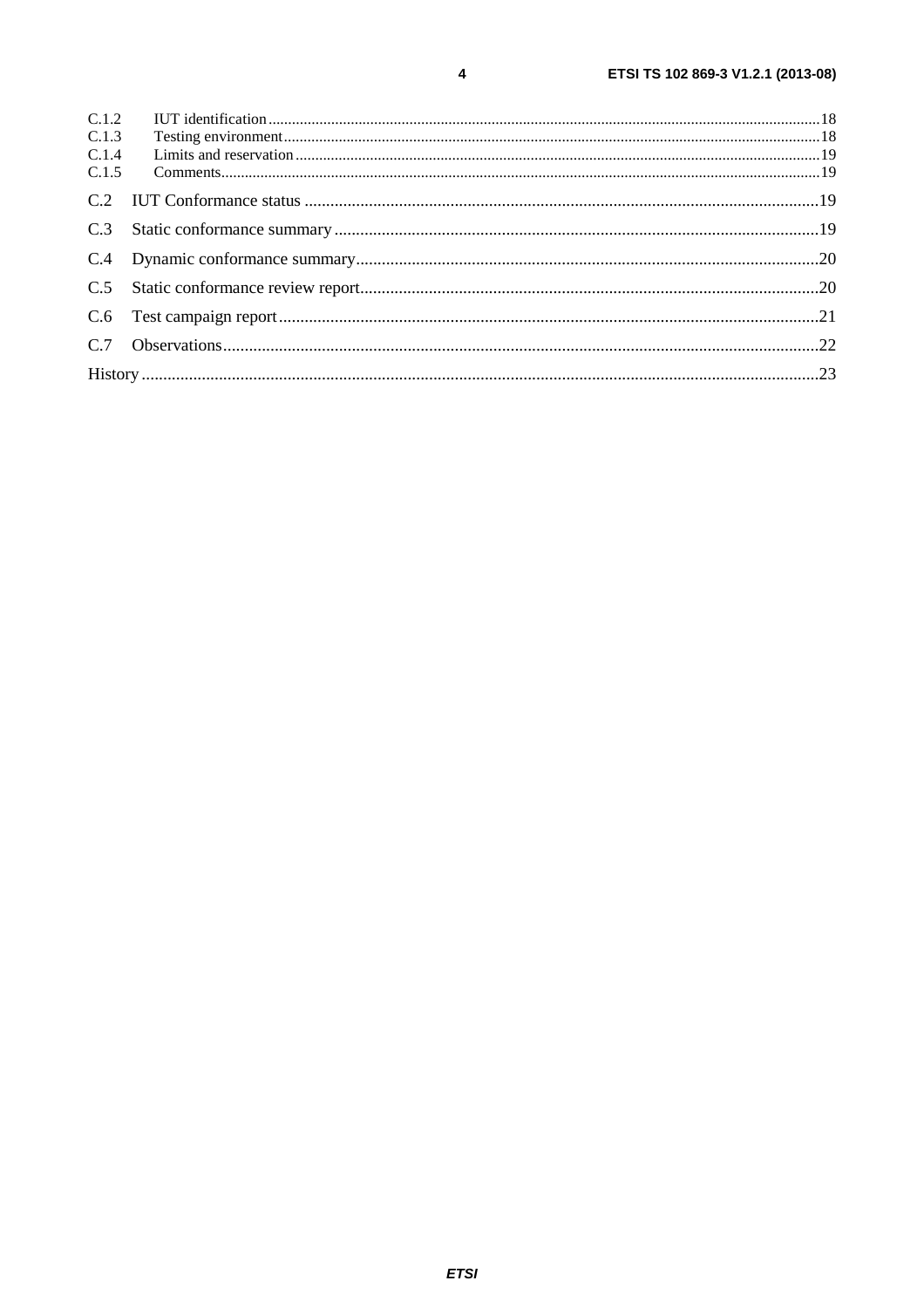C.1.2 IUT identification ........................................................................................................................................18
C.1.3 Testing environment .....................................................................................................................................18
C.1.4 Limits and reservation ..................................................................................................................................19
C.1.5 Comments.....................................................................................................................................................19

C.2 IUT Conformance status ....................................................................................................................19

C.3 Static conformance summary .............................................................................................................19

C.4 Dynamic conformance summary.........................................................................................................20

C.5 Static conformance review report........................................................................................................20

C.6 Test campaign report ..........................................................................................................................21

C.7 Observations.......................................................................................................................................22

History ..........................................................................................................................................................23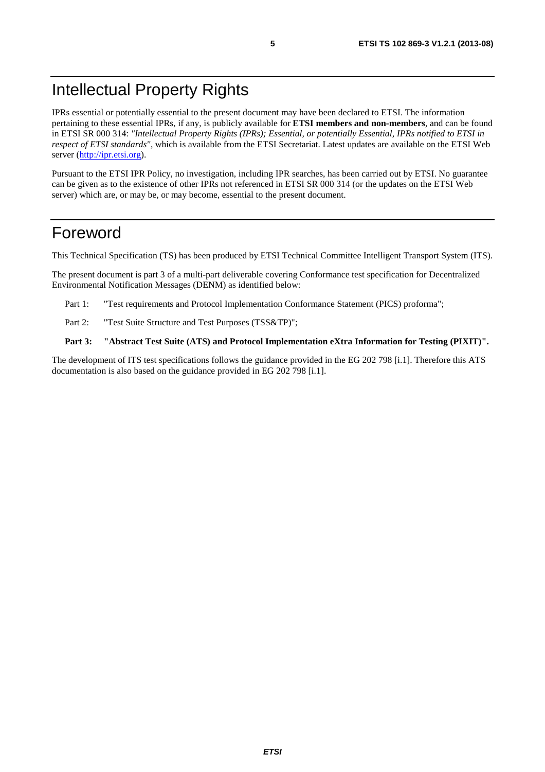# Intellectual Property Rights

IPRs essential or potentially essential to the present document may have been declared to ETSI. The information pertaining to these essential IPRs, if any, is publicly available for **ETSI members and non-members**, and can be found in ETSI SR 000 314: *"Intellectual Property Rights (IPRs); Essential, or potentially Essential, IPRs notified to ETSI in respect of ETSI standards"*, which is available from the ETSI Secretariat. Latest updates are available on the ETSI Web server (http://ipr.etsi.org).

Pursuant to the ETSI IPR Policy, no investigation, including IPR searches, has been carried out by ETSI. No guarantee can be given as to the existence of other IPRs not referenced in ETSI SR 000 314 (or the updates on the ETSI Web server) which are, or may be, or may become, essential to the present document.

# Foreword

This Technical Specification (TS) has been produced by ETSI Technical Committee Intelligent Transport System (ITS).

The present document is part 3 of a multi-part deliverable covering Conformance test specification for Decentralized Environmental Notification Messages (DENM) as identified below:

Part 1: "Test requirements and Protocol Implementation Conformance Statement (PICS) proforma";

Part 2: "Test Suite Structure and Test Purposes (TSS&TP)";

**Part 3: "Abstract Test Suite (ATS) and Protocol Implementation eXtra Information for Testing (PIXIT)".**

The development of ITS test specifications follows the guidance provided in the EG 202 798 [i.1]. Therefore this ATS documentation is also based on the guidance provided in EG 202 798 [i.1].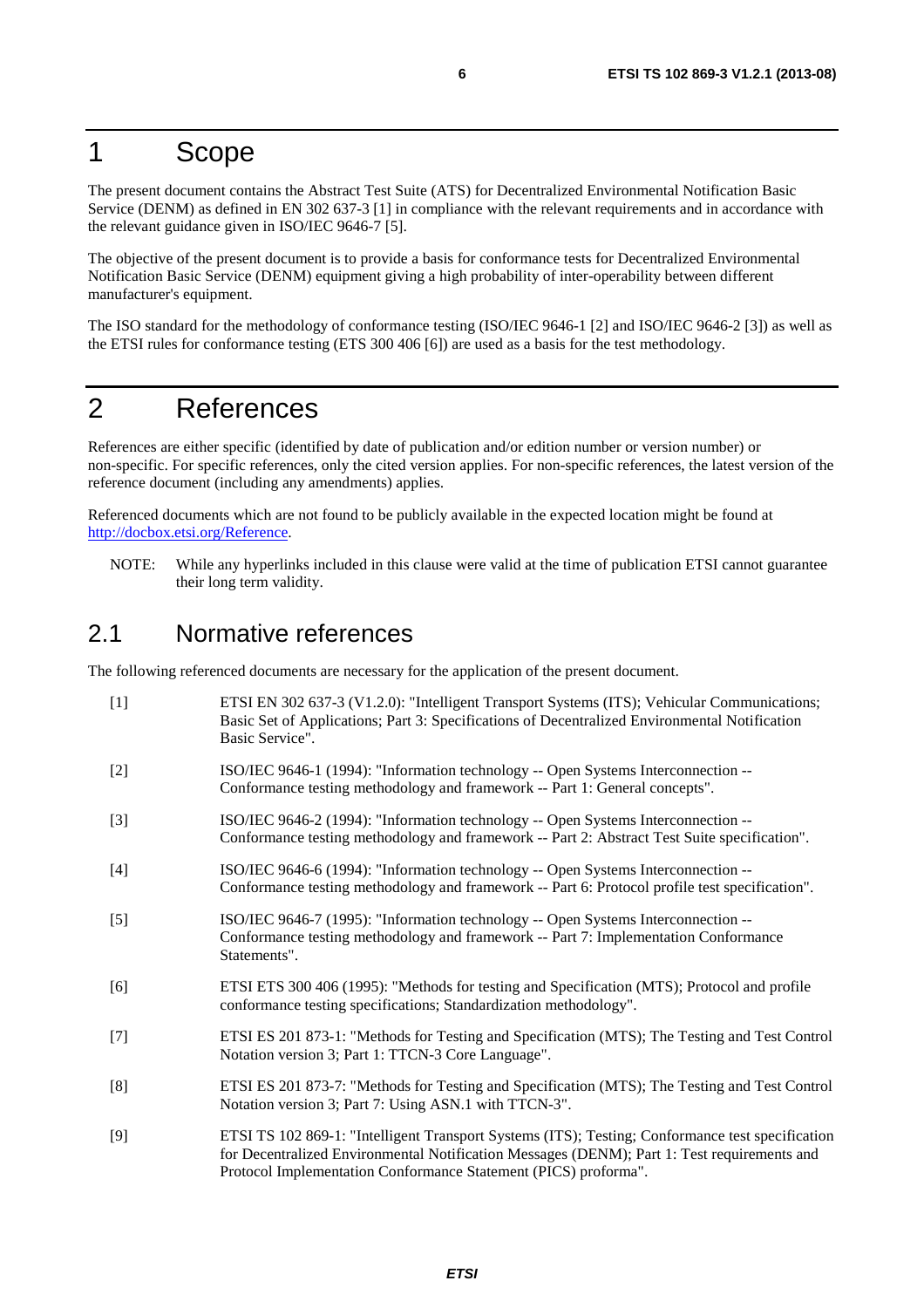# 1 Scope

The present document contains the Abstract Test Suite (ATS) for Decentralized Environmental Notification Basic Service (DENM) as defined in EN 302 637-3 [1] in compliance with the relevant requirements and in accordance with the relevant guidance given in ISO/IEC 9646-7 [5].

The objective of the present document is to provide a basis for conformance tests for Decentralized Environmental Notification Basic Service (DENM) equipment giving a high probability of inter-operability between different manufacturer's equipment.

The ISO standard for the methodology of conformance testing (ISO/IEC 9646-1 [2] and ISO/IEC 9646-2 [3]) as well as the ETSI rules for conformance testing (ETS 300 406 [6]) are used as a basis for the test methodology.

# 2 References

References are either specific (identified by date of publication and/or edition number or version number) or non-specific. For specific references, only the cited version applies. For non-specific references, the latest version of the reference document (including any amendments) applies.

Referenced documents which are not found to be publicly available in the expected location might be found at http://docbox.etsi.org/Reference.

NOTE: While any hyperlinks included in this clause were valid at the time of publication ETSI cannot guarantee their long term validity.

## 2.1 Normative references

The following referenced documents are necessary for the application of the present document.

[1] ETSI EN 302 637-3 (V1.2.0): "Intelligent Transport Systems (ITS); Vehicular Communications; Basic Set of Applications; Part 3: Specifications of Decentralized Environmental Notification Basic Service".

[2] ISO/IEC 9646-1 (1994): "Information technology -- Open Systems Interconnection -- Conformance testing methodology and framework -- Part 1: General concepts".

[3] ISO/IEC 9646-2 (1994): "Information technology -- Open Systems Interconnection -- Conformance testing methodology and framework -- Part 2: Abstract Test Suite specification".

[4] ISO/IEC 9646-6 (1994): "Information technology -- Open Systems Interconnection -- Conformance testing methodology and framework -- Part 6: Protocol profile test specification".

[5] ISO/IEC 9646-7 (1995): "Information technology -- Open Systems Interconnection -- Conformance testing methodology and framework -- Part 7: Implementation Conformance Statements".

[6] ETSI ETS 300 406 (1995): "Methods for testing and Specification (MTS); Protocol and profile conformance testing specifications; Standardization methodology".

[7] ETSI ES 201 873-1: "Methods for Testing and Specification (MTS); The Testing and Test Control Notation version 3; Part 1: TTCN-3 Core Language".

[8] ETSI ES 201 873-7: "Methods for Testing and Specification (MTS); The Testing and Test Control Notation version 3; Part 7: Using ASN.1 with TTCN-3".

[9] ETSI TS 102 869-1: "Intelligent Transport Systems (ITS); Testing; Conformance test specification for Decentralized Environmental Notification Messages (DENM); Part 1: Test requirements and Protocol Implementation Conformance Statement (PICS) proforma".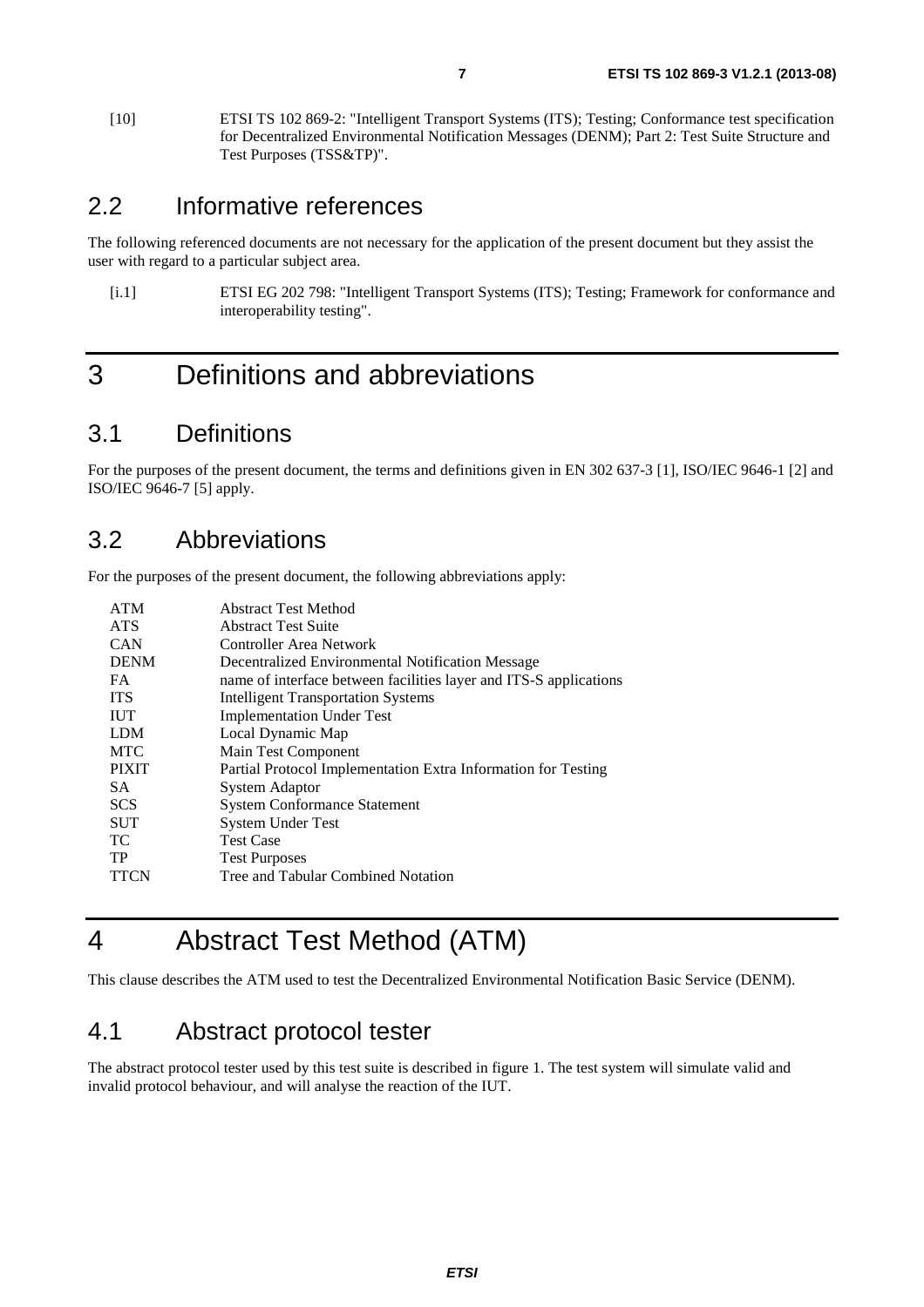[10] ETSI TS 102 869-2: "Intelligent Transport Systems (ITS); Testing; Conformance test specification for Decentralized Environmental Notification Messages (DENM); Part 2: Test Suite Structure and Test Purposes (TSS&TP)".

## 2.2 Informative references

The following referenced documents are not necessary for the application of the present document but they assist the user with regard to a particular subject area.

[i.1] ETSI EG 202 798: "Intelligent Transport Systems (ITS); Testing; Framework for conformance and interoperability testing".

# 3 Definitions and abbreviations

## 3.1 Definitions

For the purposes of the present document, the terms and definitions given in EN 302 637-3 [1], ISO/IEC 9646-1 [2] and ISO/IEC 9646-7 [5] apply.

## 3.2 Abbreviations

For the purposes of the present document, the following abbreviations apply:

| | |
|---|---|
| ATM | Abstract Test Method |
| ATS | Abstract Test Suite |
| CAN | Controller Area Network |
| DENM | Decentralized Environmental Notification Message |
| FA | name of interface between facilities layer and ITS-S applications |
| ITS | Intelligent Transportation Systems |
| IUT | Implementation Under Test |
| LDM | Local Dynamic Map |
| MTC | Main Test Component |
| PIXIT | Partial Protocol Implementation Extra Information for Testing |
| SA | System Adaptor |
| SCS | System Conformance Statement |
| SUT | System Under Test |
| TC | Test Case |
| TP | Test Purposes |
| TTCN | Tree and Tabular Combined Notation |

# 4 Abstract Test Method (ATM)

This clause describes the ATM used to test the Decentralized Environmental Notification Basic Service (DENM).

## 4.1 Abstract protocol tester

The abstract protocol tester used by this test suite is described in figure 1. The test system will simulate valid and invalid protocol behaviour, and will analyse the reaction of the IUT.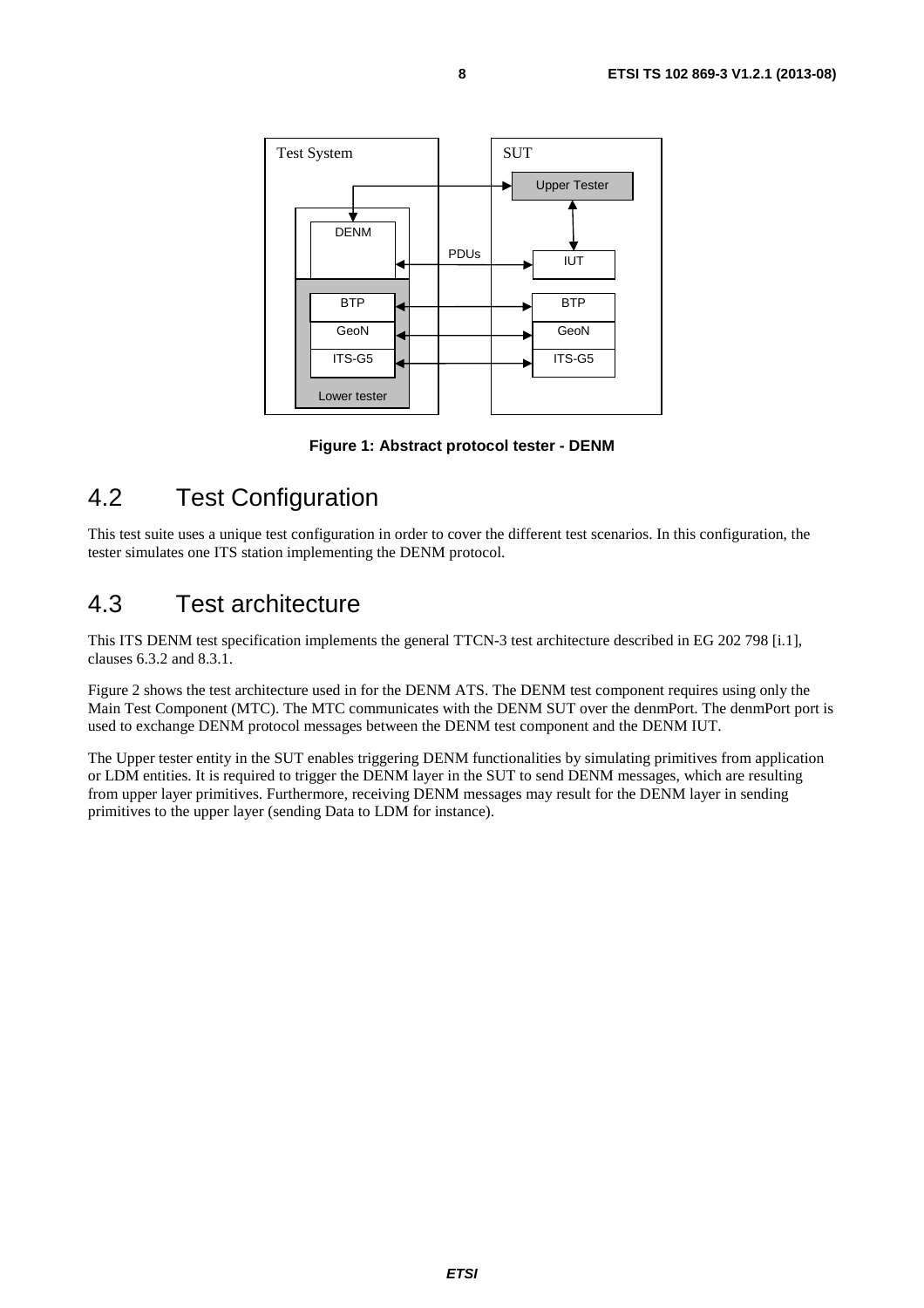Figure 1: Abstract protocol tester - DENM

## 4.2 Test Configuration

This test suite uses a unique test configuration in order to cover the different test scenarios. In this configuration, the tester simulates one ITS station implementing the DENM protocol.

## 4.3 Test architecture

This ITS DENM test specification implements the general TTCN-3 test architecture described in EG 202 798 [i.1], clauses 6.3.2 and 8.3.1.

Figure 2 shows the test architecture used in for the DENM ATS. The DENM test component requires using only the Main Test Component (MTC). The MTC communicates with the DENM SUT over the denmPort. The denmPort port is used to exchange DENM protocol messages between the DENM test component and the DENM IUT.

The Upper tester entity in the SUT enables triggering DENM functionalities by simulating primitives from application or LDM entities. It is required to trigger the DENM layer in the SUT to send DENM messages, which are resulting from upper layer primitives. Furthermore, receiving DENM messages may result for the DENM layer in sending primitives to the upper layer (sending Data to LDM for instance).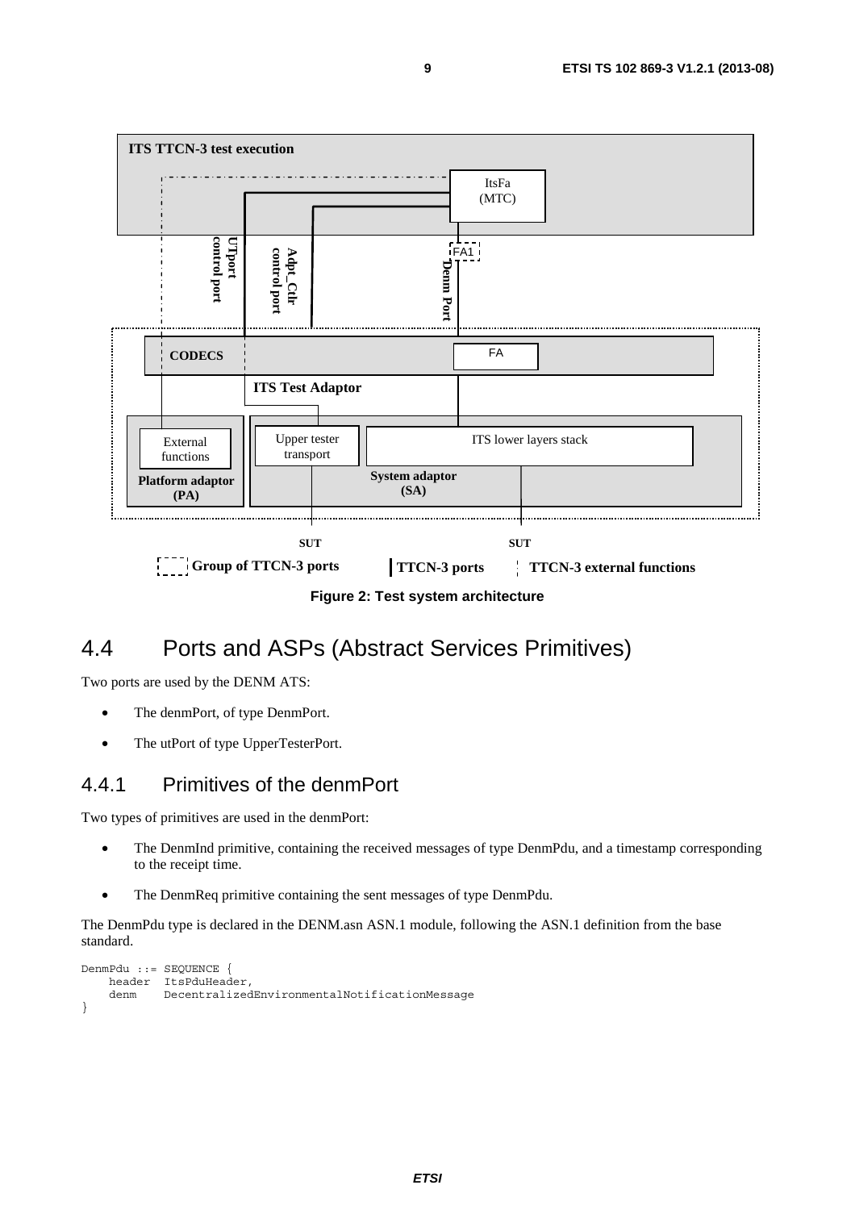ITS TTCN-3 test execution

ItsFa (MTC)

UTport control port

Adpt_Ctlr control port

FA1

Denm Port

CODECS

FA

ITS Test Adaptor

External functions

Platform adaptor (PA)

Upper tester transport

ITS lower layers stack

System adaptor (SA)

SUT

SUT

Group of TTCN-3 ports | TTCN-3 ports | TTCN-3 external functions

**Figure 2: Test system architecture**

## 4.4 Ports and ASPs (Abstract Services Primitives)

Two ports are used by the DENM ATS:

- The denmPort, of type DenmPort.
- The utPort of type UpperTesterPort.

### 4.4.1 Primitives of the denmPort

Two types of primitives are used in the denmPort:

- The DenmInd primitive, containing the received messages of type DenmPdu, and a timestamp corresponding to the receipt time.
- The DenmReq primitive containing the sent messages of type DenmPdu.

The DenmPdu type is declared in the DENM.asn ASN.1 module, following the ASN.1 definition from the base standard.

```
DenmPdu ::= SEQUENCE {
    header  ItsPduHeader,
    denm    DecentralizedEnvironmentalNotificationMessage
}
```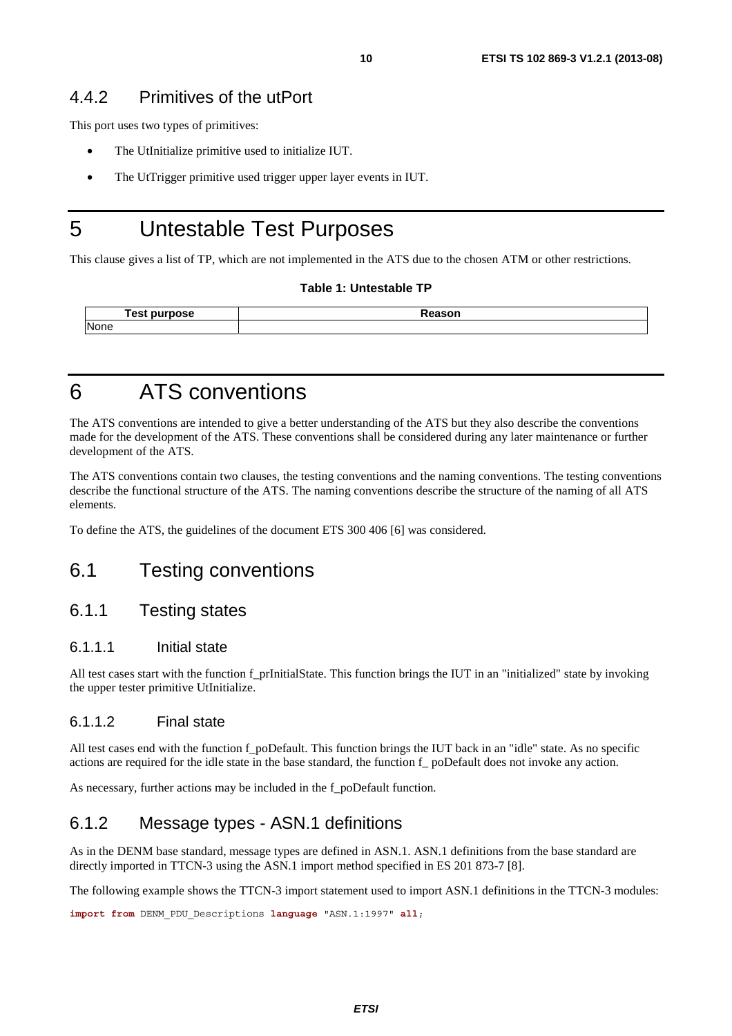### 4.4.2 Primitives of the utPort

This port uses two types of primitives:

- The UtInitialize primitive used to initialize IUT.
- The UtTrigger primitive used trigger upper layer events in IUT.

# 5 Untestable Test Purposes

This clause gives a list of TP, which are not implemented in the ATS due to the chosen ATM or other restrictions.

**Table 1: Untestable TP**

| Test purpose | Reason |
|---|---|
| None | |

# 6 ATS conventions

The ATS conventions are intended to give a better understanding of the ATS but they also describe the conventions made for the development of the ATS. These conventions shall be considered during any later maintenance or further development of the ATS.

The ATS conventions contain two clauses, the testing conventions and the naming conventions. The testing conventions describe the functional structure of the ATS. The naming conventions describe the structure of the naming of all ATS elements.

To define the ATS, the guidelines of the document ETS 300 406 [6] was considered.

## 6.1 Testing conventions

### 6.1.1 Testing states

#### 6.1.1.1 Initial state

All test cases start with the function f_prInitialState. This function brings the IUT in an "initialized" state by invoking the upper tester primitive UtInitialize.

#### 6.1.1.2 Final state

All test cases end with the function f_poDefault. This function brings the IUT back in an "idle" state. As no specific actions are required for the idle state in the base standard, the function f_ poDefault does not invoke any action.

As necessary, further actions may be included in the f_poDefault function.

### 6.1.2 Message types - ASN.1 definitions

As in the DENM base standard, message types are defined in ASN.1. ASN.1 definitions from the base standard are directly imported in TTCN-3 using the ASN.1 import method specified in ES 201 873-7 [8].

The following example shows the TTCN-3 import statement used to import ASN.1 definitions in the TTCN-3 modules:

```
import from DENM_PDU_Descriptions language "ASN.1:1997" all;
```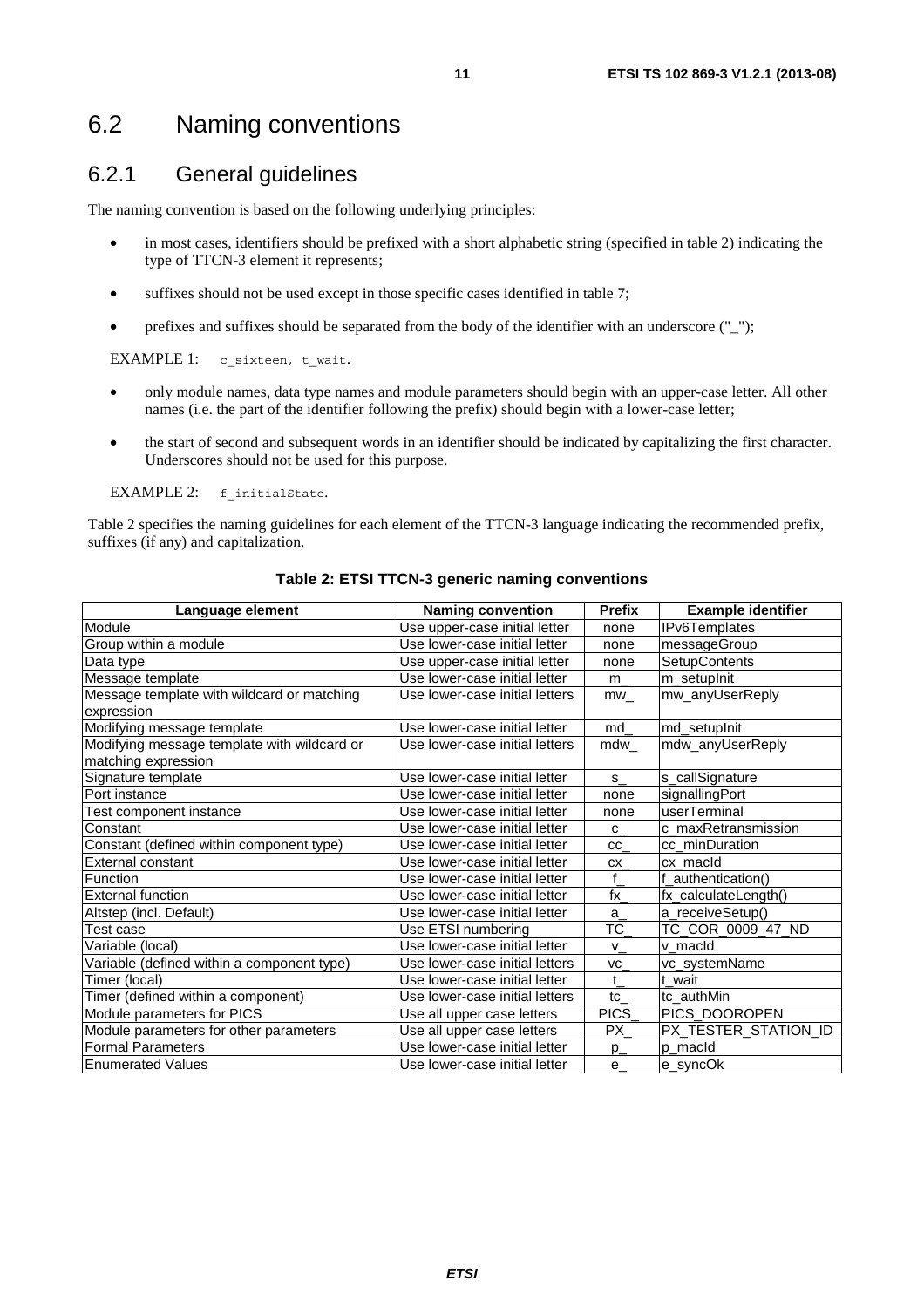## 6.2 Naming conventions

### 6.2.1 General guidelines

The naming convention is based on the following underlying principles:

- in most cases, identifiers should be prefixed with a short alphabetic string (specified in table 2) indicating the type of TTCN-3 element it represents;
- suffixes should not be used except in those specific cases identified in table 7;
- prefixes and suffixes should be separated from the body of the identifier with an underscore ("_");

EXAMPLE 1: `c_sixteen`, `t_wait`.

- only module names, data type names and module parameters should begin with an upper-case letter. All other names (i.e. the part of the identifier following the prefix) should begin with a lower-case letter;
- the start of second and subsequent words in an identifier should be indicated by capitalizing the first character. Underscores should not be used for this purpose.

EXAMPLE 2: `f_initialState`.

Table 2 specifies the naming guidelines for each element of the TTCN-3 language indicating the recommended prefix, suffixes (if any) and capitalization.

**Table 2: ETSI TTCN-3 generic naming conventions**

| Language element | Naming convention | Prefix | Example identifier |
|---|---|---|---|
| Module | Use upper-case initial letter | none | IPv6Templates |
| Group within a module | Use lower-case initial letter | none | messageGroup |
| Data type | Use upper-case initial letter | none | SetupContents |
| Message template | Use lower-case initial letter | m_ | m_setupInit |
| Message template with wildcard or matching expression | Use lower-case initial letters | mw_ | mw_anyUserReply |
| Modifying message template | Use lower-case initial letter | md_ | md_setupInit |
| Modifying message template with wildcard or matching expression | Use lower-case initial letters | mdw_ | mdw_anyUserReply |
| Signature template | Use lower-case initial letter | s_ | s_callSignature |
| Port instance | Use lower-case initial letter | none | signallingPort |
| Test component instance | Use lower-case initial letter | none | userTerminal |
| Constant | Use lower-case initial letter | c_ | c_maxRetransmission |
| Constant (defined within component type) | Use lower-case initial letter | cc_ | cc_minDuration |
| External constant | Use lower-case initial letter | cx_ | cx_macId |
| Function | Use lower-case initial letter | f_ | f_authentication() |
| External function | Use lower-case initial letter | fx_ | fx_calculateLength() |
| Altstep (incl. Default) | Use lower-case initial letter | a_ | a_receiveSetup() |
| Test case | Use ETSI numbering | TC_ | TC_COR_0009_47_ND |
| Variable (local) | Use lower-case initial letter | v_ | v_macId |
| Variable (defined within a component type) | Use lower-case initial letters | vc_ | vc_systemName |
| Timer (local) | Use lower-case initial letter | t_ | t_wait |
| Timer (defined within a component) | Use lower-case initial letters | tc_ | tc_authMin |
| Module parameters for PICS | Use all upper case letters | PICS_ | PICS_DOOROPEN |
| Module parameters for other parameters | Use all upper case letters | PX_ | PX_TESTER_STATION_ID |
| Formal Parameters | Use lower-case initial letter | p_ | p_macId |
| Enumerated Values | Use lower-case initial letter | e_ | e_syncOk |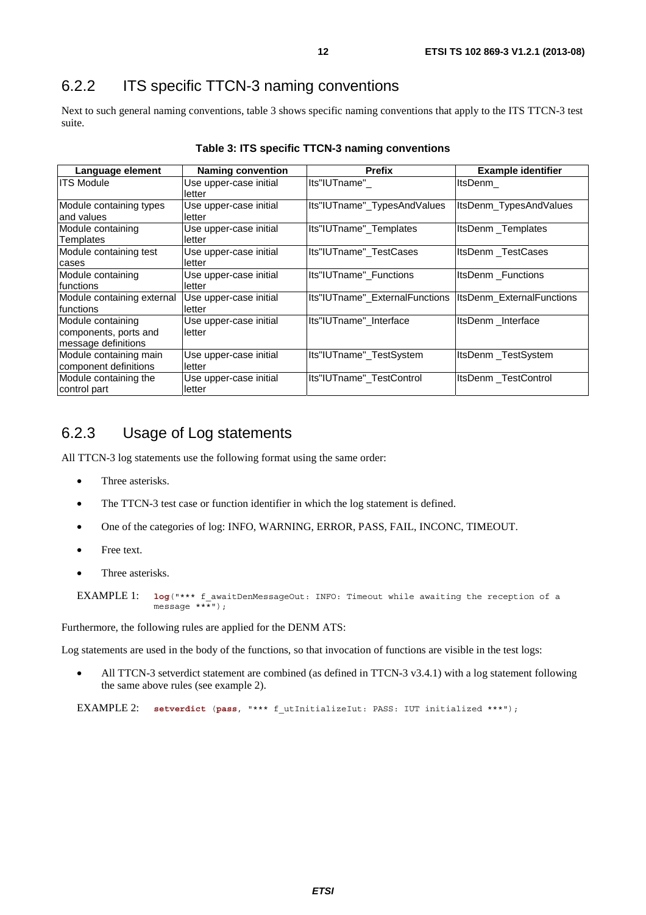### 6.2.2 ITS specific TTCN-3 naming conventions

Next to such general naming conventions, table 3 shows specific naming conventions that apply to the ITS TTCN-3 test suite.

**Table 3: ITS specific TTCN-3 naming conventions**

| Language element | Naming convention | Prefix | Example identifier |
|---|---|---|---|
| ITS Module | Use upper-case initial letter | Its"IUTname"_ | ItsDenm_ |
| Module containing types and values | Use upper-case initial letter | Its"IUTname"_TypesAndValues | ItsDenm_TypesAndValues |
| Module containing Templates | Use upper-case initial letter | Its"IUTname"_Templates | ItsDenm _Templates |
| Module containing test cases | Use upper-case initial letter | Its"IUTname"_TestCases | ItsDenm _TestCases |
| Module containing functions | Use upper-case initial letter | Its"IUTname"_Functions | ItsDenm _Functions |
| Module containing external functions | Use upper-case initial letter | Its"IUTname"_ExternalFunctions | ItsDenm_ExternalFunctions |
| Module containing components, ports and message definitions | Use upper-case initial letter | Its"IUTname"_Interface | ItsDenm _Interface |
| Module containing main component definitions | Use upper-case initial letter | Its"IUTname"_TestSystem | ItsDenm _TestSystem |
| Module containing the control part | Use upper-case initial letter | Its"IUTname"_TestControl | ItsDenm _TestControl |

### 6.2.3 Usage of Log statements

All TTCN-3 log statements use the following format using the same order:

- Three asterisks.
- The TTCN-3 test case or function identifier in which the log statement is defined.
- One of the categories of log: INFO, WARNING, ERROR, PASS, FAIL, INCONC, TIMEOUT.
- Free text.
- Three asterisks.

EXAMPLE 1:
```
log("*** f_awaitDenMessageOut: INFO: Timeout while awaiting the reception of a
message ***");
```

Furthermore, the following rules are applied for the DENM ATS:

Log statements are used in the body of the functions, so that invocation of functions are visible in the test logs:

- All TTCN-3 setverdict statement are combined (as defined in TTCN-3 v3.4.1) with a log statement following the same above rules (see example 2).

EXAMPLE 2:
```
setverdict (pass, "*** f_utInitializeIut: PASS: IUT initialized ***");
```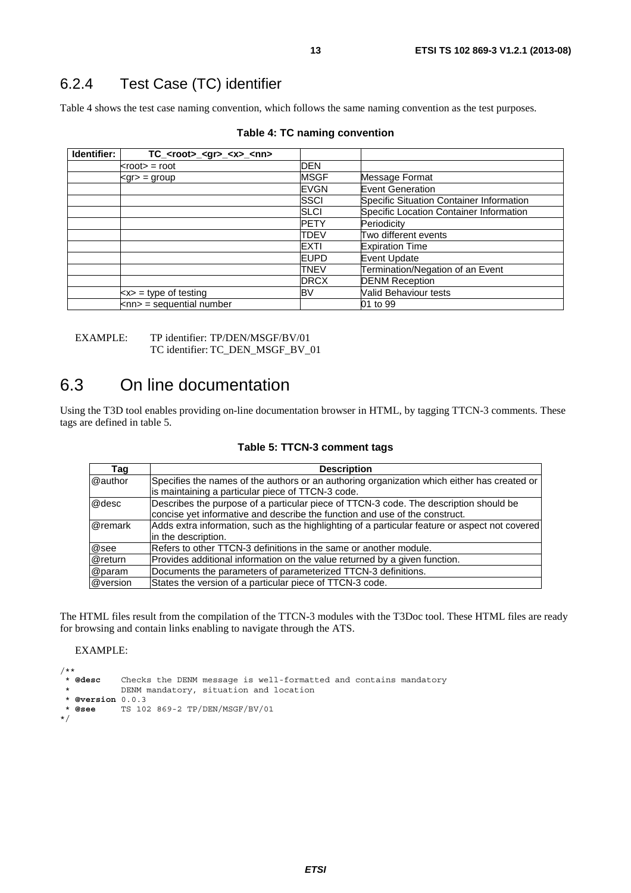### 6.2.4 Test Case (TC) identifier

Table 4 shows the test case naming convention, which follows the same naming convention as the test purposes.

**Table 4: TC naming convention**

| Identifier: | TC_<root>_<gr>_<x>_<nn> | | |
|---|---|---|---|
| | <root> = root | DEN | |
| | <gr> = group | MSGF | Message Format |
| | | EVGN | Event Generation |
| | | SSCI | Specific Situation Container Information |
| | | SLCI | Specific Location Container Information |
| | | PETY | Periodicity |
| | | TDEV | Two different events |
| | | EXTI | Expiration Time |
| | | EUPD | Event Update |
| | | TNEV | Termination/Negation of an Event |
| | | DRCX | DENM Reception |
| | <x> = type of testing | BV | Valid Behaviour tests |
| | <nn> = sequential number | | 01 to 99 |

EXAMPLE: TP identifier: TP/DEN/MSGF/BV/01
TC identifier: TC_DEN_MSGF_BV_01

## 6.3 On line documentation

Using the T3D tool enables providing on-line documentation browser in HTML, by tagging TTCN-3 comments. These tags are defined in table 5.

**Table 5: TTCN-3 comment tags**

| Tag | Description |
|---|---|
| @author | Specifies the names of the authors or an authoring organization which either has created or is maintaining a particular piece of TTCN-3 code. |
| @desc | Describes the purpose of a particular piece of TTCN-3 code. The description should be concise yet informative and describe the function and use of the construct. |
| @remark | Adds extra information, such as the highlighting of a particular feature or aspect not covered in the description. |
| @see | Refers to other TTCN-3 definitions in the same or another module. |
| @return | Provides additional information on the value returned by a given function. |
| @param | Documents the parameters of parameterized TTCN-3 definitions. |
| @version | States the version of a particular piece of TTCN-3 code. |

The HTML files result from the compilation of the TTCN-3 modules with the T3Doc tool. These HTML files are ready for browsing and contain links enabling to navigate through the ATS.

EXAMPLE:

```
/**
 * @desc    Checks the DENM message is well-formatted and contains mandatory
 *          DENM mandatory, situation and location
 * @version 0.0.3
 * @see     TS 102 869-2 TP/DEN/MSGF/BV/01
*/
```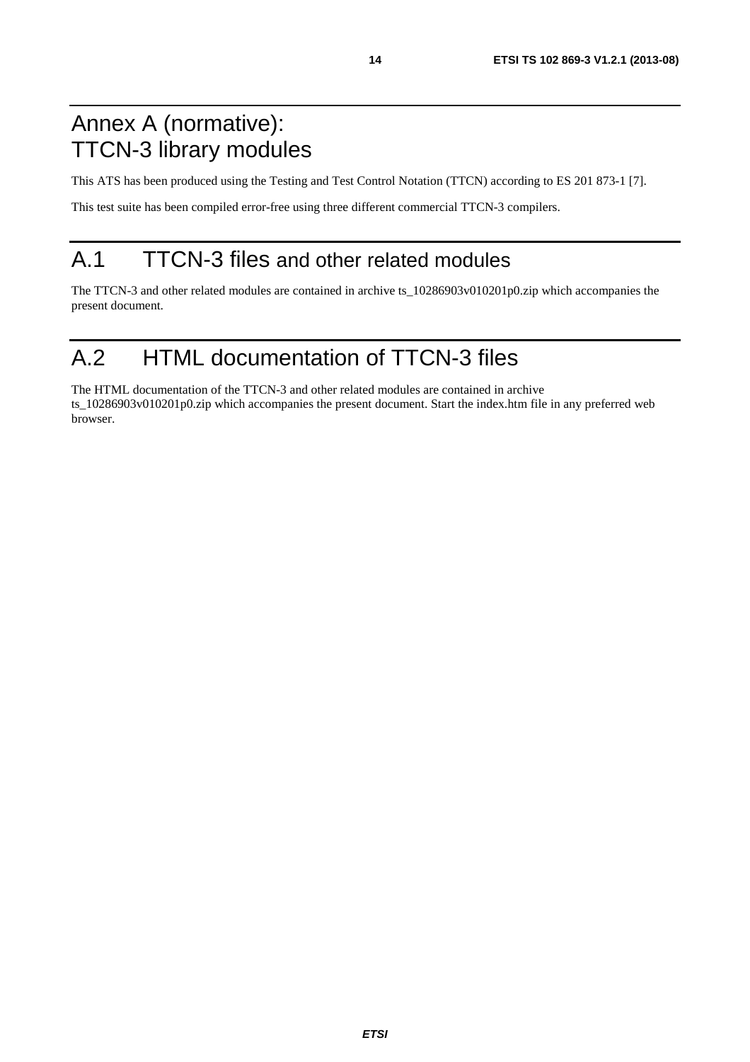# Annex A (normative): TTCN-3 library modules

This ATS has been produced using the Testing and Test Control Notation (TTCN) according to ES 201 873-1 [7].

This test suite has been compiled error-free using three different commercial TTCN-3 compilers.

## A.1 TTCN-3 files and other related modules

The TTCN-3 and other related modules are contained in archive ts_10286903v010201p0.zip which accompanies the present document.

## A.2 HTML documentation of TTCN-3 files

The HTML documentation of the TTCN-3 and other related modules are contained in archive ts_10286903v010201p0.zip which accompanies the present document. Start the index.htm file in any preferred web browser.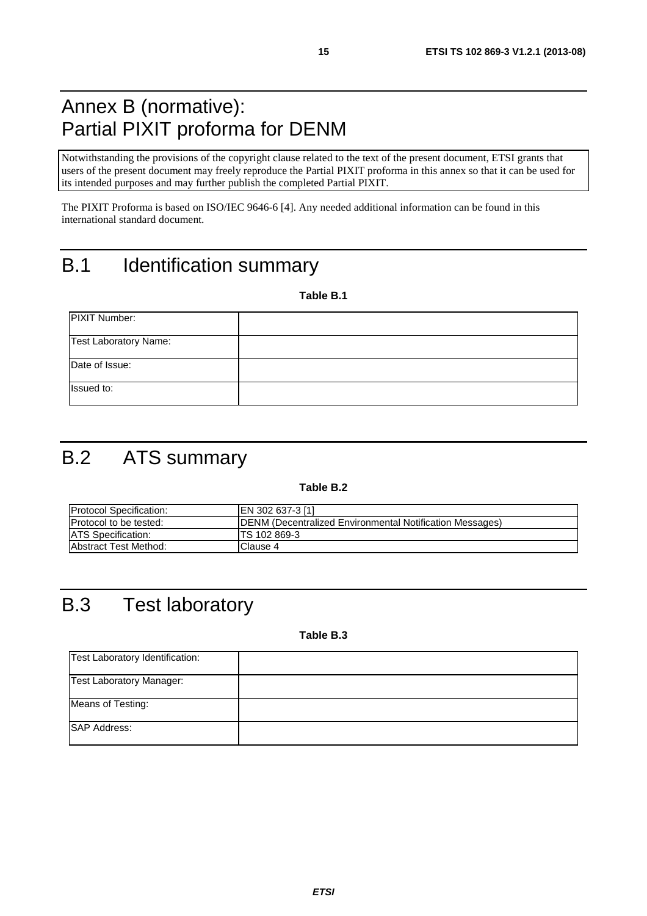# Annex B (normative): Partial PIXIT proforma for DENM

Notwithstanding the provisions of the copyright clause related to the text of the present document, ETSI grants that users of the present document may freely reproduce the Partial PIXIT proforma in this annex so that it can be used for its intended purposes and may further publish the completed Partial PIXIT.

The PIXIT Proforma is based on ISO/IEC 9646-6 [4]. Any needed additional information can be found in this international standard document.

# B.1 Identification summary

**Table B.1**

| | |
|---|---|
| PIXIT Number: | |
| Test Laboratory Name: | |
| Date of Issue: | |
| Issued to: | |

# B.2 ATS summary

**Table B.2**

| | |
|---|---|
| Protocol Specification: | EN 302 637-3 [1] |
| Protocol to be tested: | DENM (Decentralized Environmental Notification Messages) |
| ATS Specification: | TS 102 869-3 |
| Abstract Test Method: | Clause 4 |

# B.3 Test laboratory

**Table B.3**

| | |
|---|---|
| Test Laboratory Identification: | |
| Test Laboratory Manager: | |
| Means of Testing: | |
| SAP Address: | |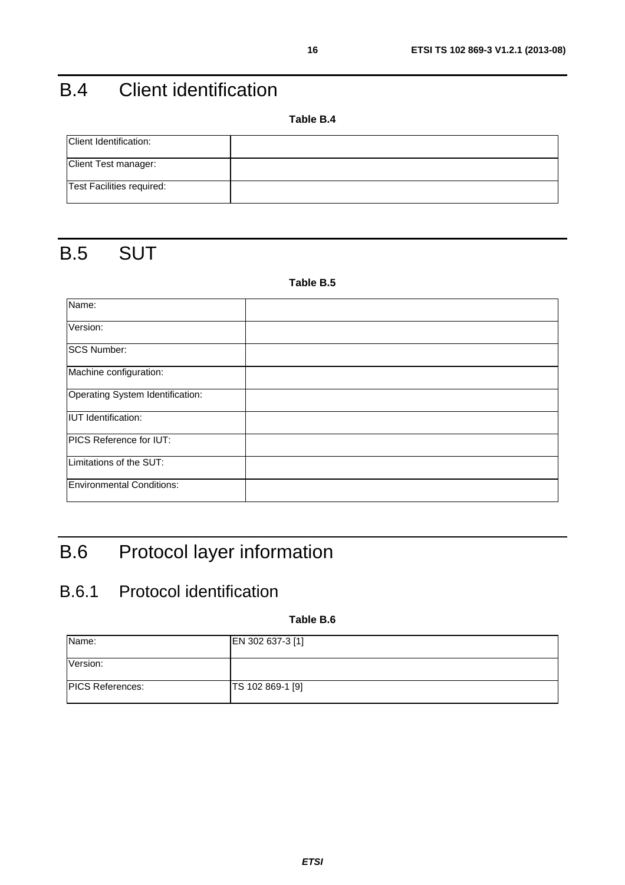# B.4 Client identification

**Table B.4**

| | |
|---|---|
| Client Identification: | |
| Client Test manager: | |
| Test Facilities required: | |

# B.5 SUT

**Table B.5**

| | |
|---|---|
| Name: | |
| Version: | |
| SCS Number: | |
| Machine configuration: | |
| Operating System Identification: | |
| IUT Identification: | |
| PICS Reference for IUT: | |
| Limitations of the SUT: | |
| Environmental Conditions: | |

# B.6 Protocol layer information

## B.6.1 Protocol identification

**Table B.6**

| | |
|---|---|
| Name: | EN 302 637-3 [1] |
| Version: | |
| PICS References: | TS 102 869-1 [9] |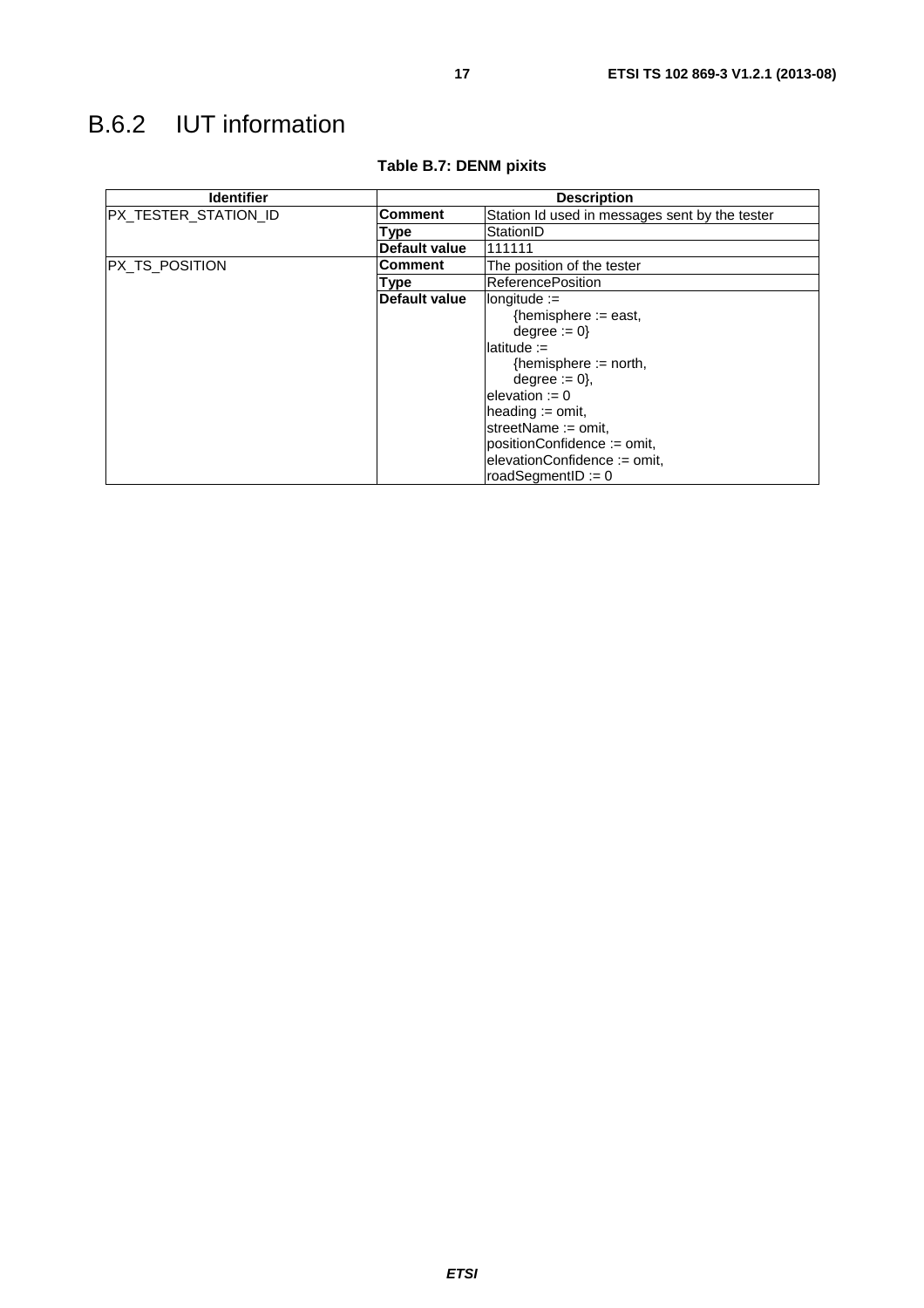# B.6.2 IUT information

**Table B.7: DENM pixits**

| Identifier | Description | |
|---|---|---|
| PX_TESTER_STATION_ID | **Comment** | Station Id used in messages sent by the tester |
| | **Type** | StationID |
| | **Default value** | 111111 |
| PX_TS_POSITION | **Comment** | The position of the tester |
| | **Type** | ReferencePosition |
| | **Default value** | longitude :=<br>{hemisphere := east,<br>degree := 0}<br>latitude :=<br>{hemisphere := north,<br>degree := 0},<br>elevation := 0<br>heading := omit,<br>streetName := omit,<br>positionConfidence := omit,<br>elevationConfidence := omit,<br>roadSegmentID := 0 |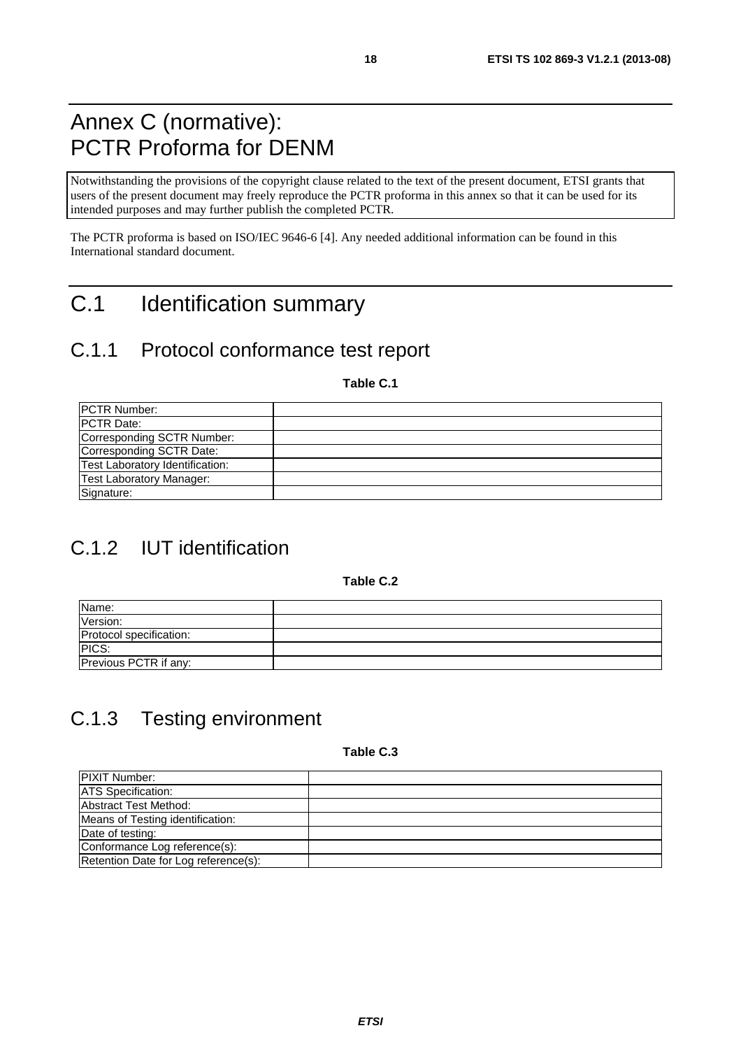# Annex C (normative): PCTR Proforma for DENM

Notwithstanding the provisions of the copyright clause related to the text of the present document, ETSI grants that users of the present document may freely reproduce the PCTR proforma in this annex so that it can be used for its intended purposes and may further publish the completed PCTR.

The PCTR proforma is based on ISO/IEC 9646-6 [4]. Any needed additional information can be found in this International standard document.

# C.1 Identification summary

## C.1.1 Protocol conformance test report

**Table C.1**

| | |
|---|---|
| PCTR Number: | |
| PCTR Date: | |
| Corresponding SCTR Number: | |
| Corresponding SCTR Date: | |
| Test Laboratory Identification: | |
| Test Laboratory Manager: | |
| Signature: | |

## C.1.2 IUT identification

**Table C.2**

| | |
|---|---|
| Name: | |
| Version: | |
| Protocol specification: | |
| PICS: | |
| Previous PCTR if any: | |

## C.1.3 Testing environment

**Table C.3**

| | |
|---|---|
| PIXIT Number: | |
| ATS Specification: | |
| Abstract Test Method: | |
| Means of Testing identification: | |
| Date of testing: | |
| Conformance Log reference(s): | |
| Retention Date for Log reference(s): | |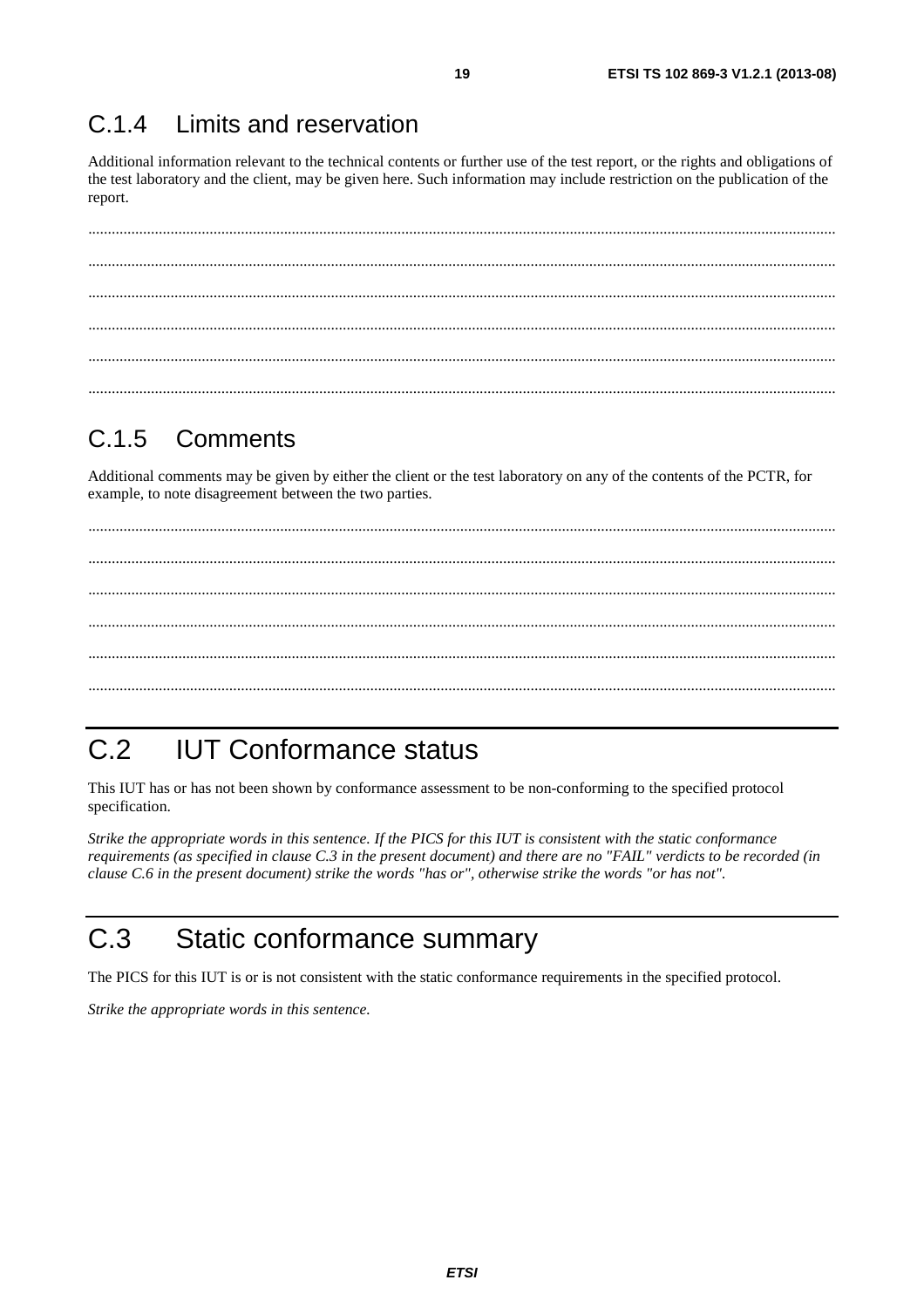### C.1.4 Limits and reservation

Additional information relevant to the technical contents or further use of the test report, or the rights and obligations of the test laboratory and the client, may be given here. Such information may include restriction on the publication of the report.

..........................................................................................................................................................................................

..........................................................................................................................................................................................

..........................................................................................................................................................................................

..........................................................................................................................................................................................

..........................................................................................................................................................................................

..........................................................................................................................................................................................

### C.1.5 Comments

Additional comments may be given by either the client or the test laboratory on any of the contents of the PCTR, for example, to note disagreement between the two parties.

..........................................................................................................................................................................................

..........................................................................................................................................................................................

..........................................................................................................................................................................................

..........................................................................................................................................................................................

..........................................................................................................................................................................................

..........................................................................................................................................................................................

## C.2 IUT Conformance status

This IUT has or has not been shown by conformance assessment to be non-conforming to the specified protocol specification.

*Strike the appropriate words in this sentence. If the PICS for this IUT is consistent with the static conformance requirements (as specified in clause C.3 in the present document) and there are no "FAIL" verdicts to be recorded (in clause C.6 in the present document) strike the words "has or", otherwise strike the words "or has not".*

## C.3 Static conformance summary

The PICS for this IUT is or is not consistent with the static conformance requirements in the specified protocol.

*Strike the appropriate words in this sentence.*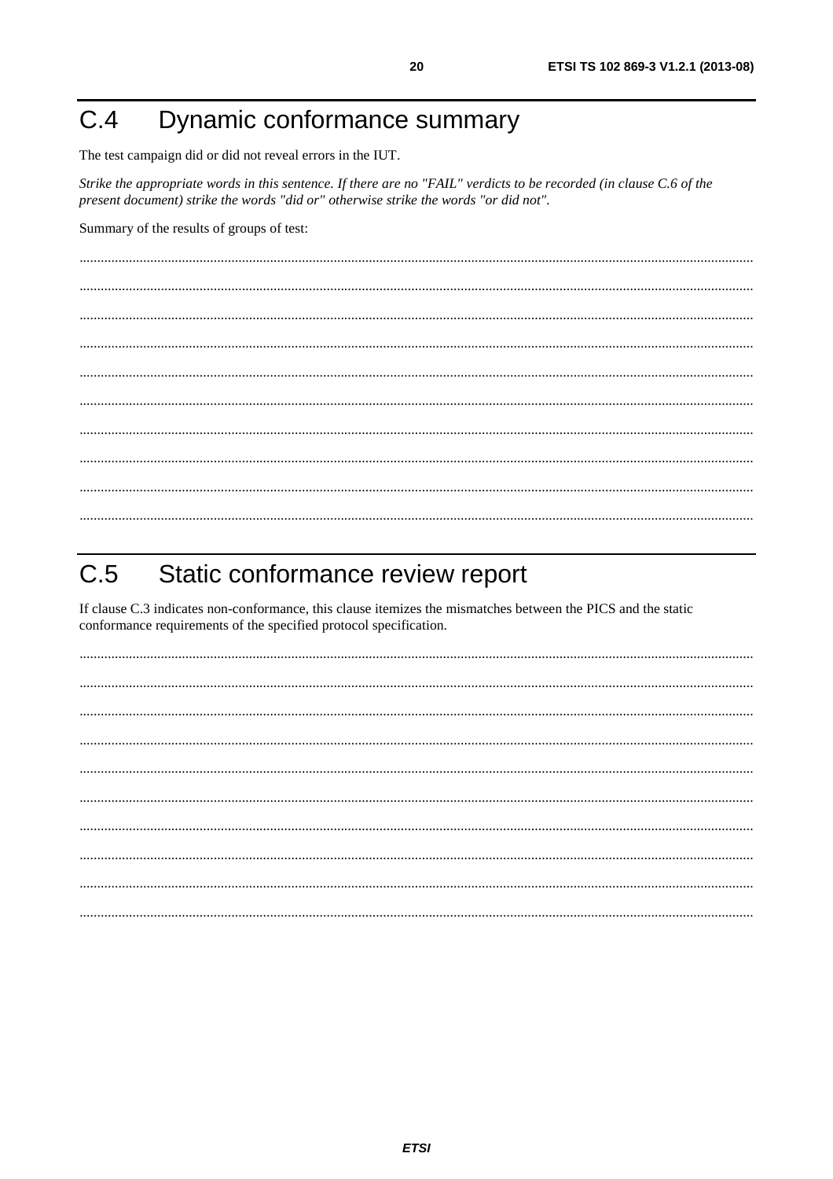# C.4 Dynamic conformance summary

The test campaign did or did not reveal errors in the IUT.

*Strike the appropriate words in this sentence. If there are no "FAIL" verdicts to be recorded (in clause C.6 of the present document) strike the words "did or" otherwise strike the words "or did not".*

Summary of the results of groups of test:

..........................................................................................................................................................................................

..........................................................................................................................................................................................

..........................................................................................................................................................................................

..........................................................................................................................................................................................

..........................................................................................................................................................................................

..........................................................................................................................................................................................

..........................................................................................................................................................................................

..........................................................................................................................................................................................

..........................................................................................................................................................................................

..........................................................................................................................................................................................

# C.5 Static conformance review report

If clause C.3 indicates non-conformance, this clause itemizes the mismatches between the PICS and the static conformance requirements of the specified protocol specification.

..........................................................................................................................................................................................

..........................................................................................................................................................................................

..........................................................................................................................................................................................

..........................................................................................................................................................................................

..........................................................................................................................................................................................

..........................................................................................................................................................................................

..........................................................................................................................................................................................

..........................................................................................................................................................................................

..........................................................................................................................................................................................

..........................................................................................................................................................................................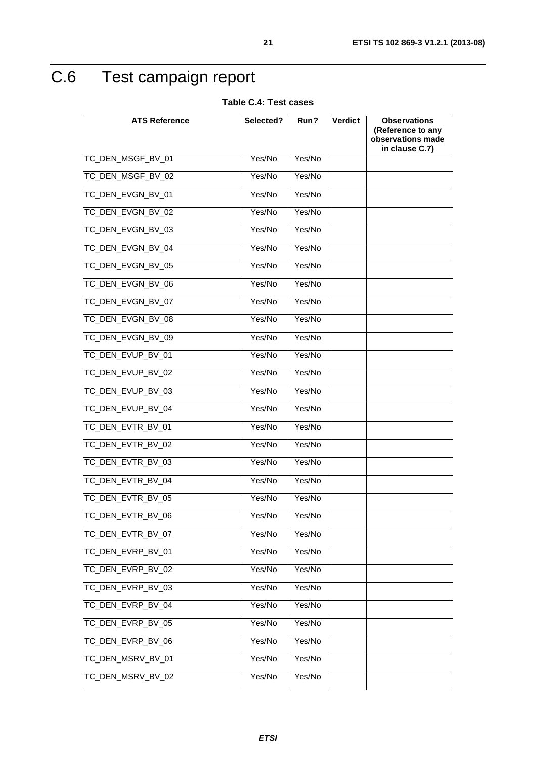# C.6 Test campaign report

**Table C.4: Test cases**

| ATS Reference | Selected? | Run? | Verdict | Observations (Reference to any observations made in clause C.7) |
|---|---|---|---|---|
| TC_DEN_MSGF_BV_01 | Yes/No | Yes/No | | |
| TC_DEN_MSGF_BV_02 | Yes/No | Yes/No | | |
| TC_DEN_EVGN_BV_01 | Yes/No | Yes/No | | |
| TC_DEN_EVGN_BV_02 | Yes/No | Yes/No | | |
| TC_DEN_EVGN_BV_03 | Yes/No | Yes/No | | |
| TC_DEN_EVGN_BV_04 | Yes/No | Yes/No | | |
| TC_DEN_EVGN_BV_05 | Yes/No | Yes/No | | |
| TC_DEN_EVGN_BV_06 | Yes/No | Yes/No | | |
| TC_DEN_EVGN_BV_07 | Yes/No | Yes/No | | |
| TC_DEN_EVGN_BV_08 | Yes/No | Yes/No | | |
| TC_DEN_EVGN_BV_09 | Yes/No | Yes/No | | |
| TC_DEN_EVUP_BV_01 | Yes/No | Yes/No | | |
| TC_DEN_EVUP_BV_02 | Yes/No | Yes/No | | |
| TC_DEN_EVUP_BV_03 | Yes/No | Yes/No | | |
| TC_DEN_EVUP_BV_04 | Yes/No | Yes/No | | |
| TC_DEN_EVTR_BV_01 | Yes/No | Yes/No | | |
| TC_DEN_EVTR_BV_02 | Yes/No | Yes/No | | |
| TC_DEN_EVTR_BV_03 | Yes/No | Yes/No | | |
| TC_DEN_EVTR_BV_04 | Yes/No | Yes/No | | |
| TC_DEN_EVTR_BV_05 | Yes/No | Yes/No | | |
| TC_DEN_EVTR_BV_06 | Yes/No | Yes/No | | |
| TC_DEN_EVTR_BV_07 | Yes/No | Yes/No | | |
| TC_DEN_EVRP_BV_01 | Yes/No | Yes/No | | |
| TC_DEN_EVRP_BV_02 | Yes/No | Yes/No | | |
| TC_DEN_EVRP_BV_03 | Yes/No | Yes/No | | |
| TC_DEN_EVRP_BV_04 | Yes/No | Yes/No | | |
| TC_DEN_EVRP_BV_05 | Yes/No | Yes/No | | |
| TC_DEN_EVRP_BV_06 | Yes/No | Yes/No | | |
| TC_DEN_MSRV_BV_01 | Yes/No | Yes/No | | |
| TC_DEN_MSRV_BV_02 | Yes/No | Yes/No | | |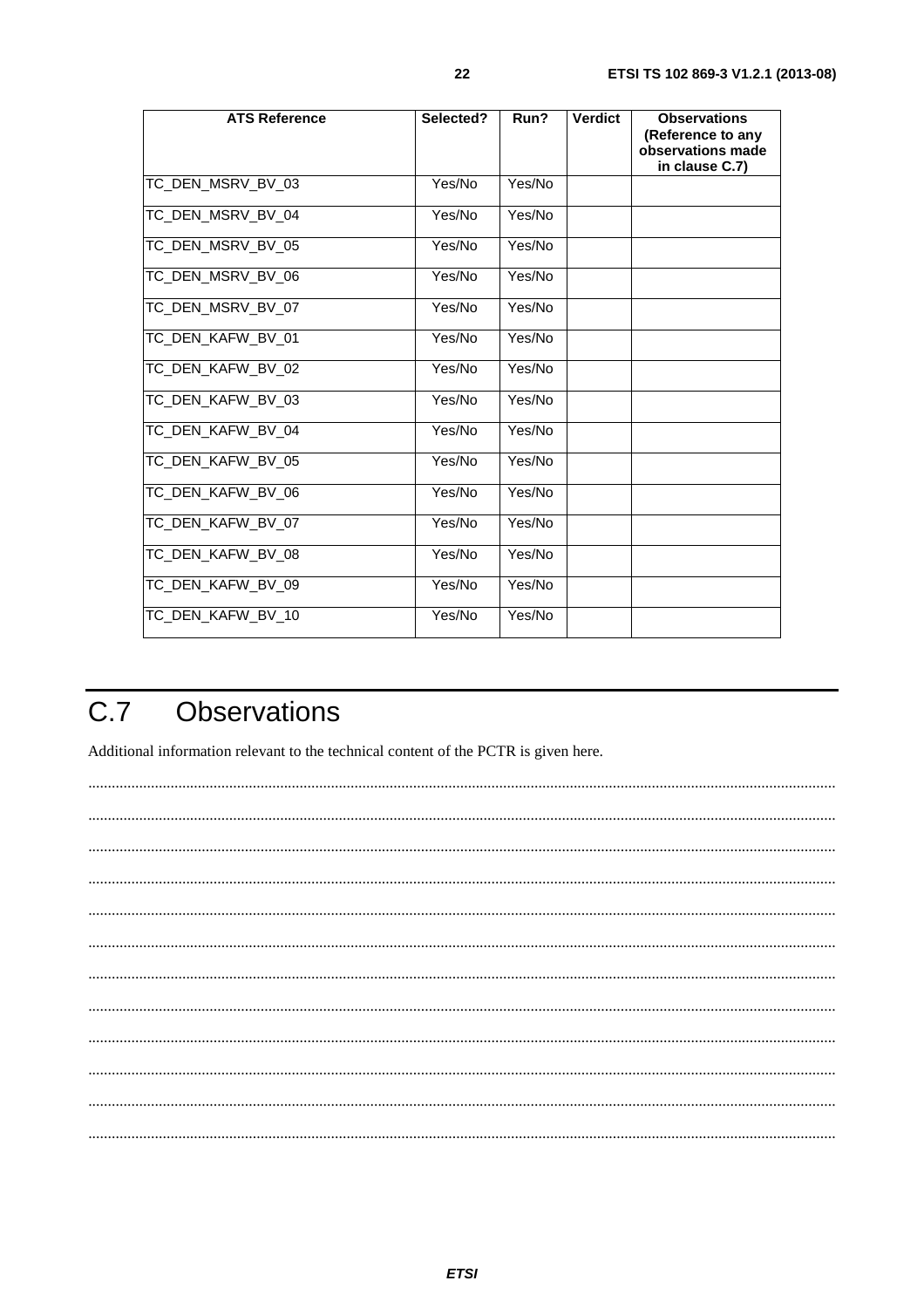| ATS Reference | Selected? | Run? | Verdict | Observations (Reference to any observations made in clause C.7) |
|---|---|---|---|---|
| TC_DEN_MSRV_BV_03 | Yes/No | Yes/No | | |
| TC_DEN_MSRV_BV_04 | Yes/No | Yes/No | | |
| TC_DEN_MSRV_BV_05 | Yes/No | Yes/No | | |
| TC_DEN_MSRV_BV_06 | Yes/No | Yes/No | | |
| TC_DEN_MSRV_BV_07 | Yes/No | Yes/No | | |
| TC_DEN_KAFW_BV_01 | Yes/No | Yes/No | | |
| TC_DEN_KAFW_BV_02 | Yes/No | Yes/No | | |
| TC_DEN_KAFW_BV_03 | Yes/No | Yes/No | | |
| TC_DEN_KAFW_BV_04 | Yes/No | Yes/No | | |
| TC_DEN_KAFW_BV_05 | Yes/No | Yes/No | | |
| TC_DEN_KAFW_BV_06 | Yes/No | Yes/No | | |
| TC_DEN_KAFW_BV_07 | Yes/No | Yes/No | | |
| TC_DEN_KAFW_BV_08 | Yes/No | Yes/No | | |
| TC_DEN_KAFW_BV_09 | Yes/No | Yes/No | | |
| TC_DEN_KAFW_BV_10 | Yes/No | Yes/No | | |

# C.7 Observations

Additional information relevant to the technical content of the PCTR is given here.

........................................................................................................................................................................................

........................................................................................................................................................................................

........................................................................................................................................................................................

........................................................................................................................................................................................

........................................................................................................................................................................................

........................................................................................................................................................................................

........................................................................................................................................................................................

........................................................................................................................................................................................

........................................................................................................................................................................................

........................................................................................................................................................................................

........................................................................................................................................................................................

........................................................................................................................................................................................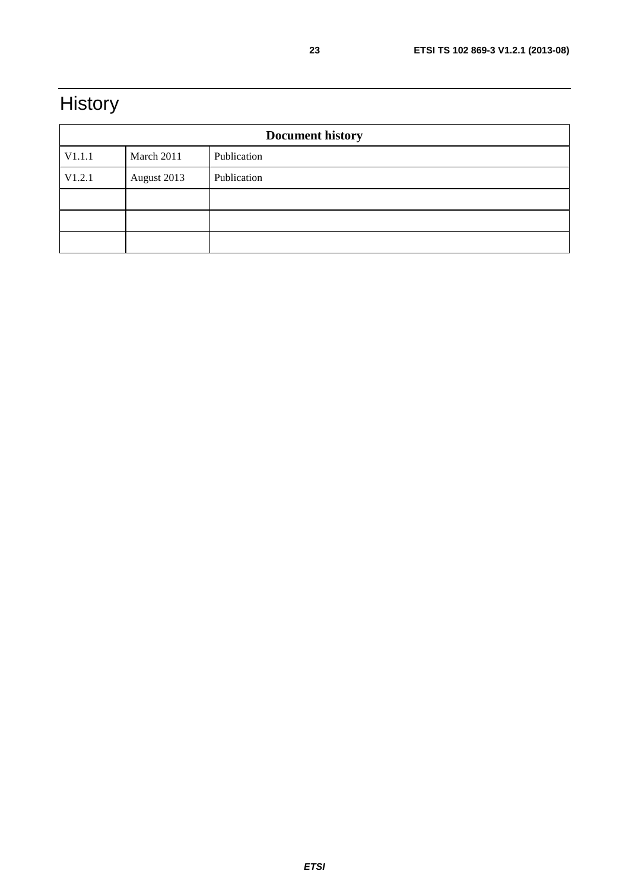# History

| Document history | | |
|---|---|---|
| V1.1.1 | March 2011 | Publication |
| V1.2.1 | August 2013 | Publication |
| | | |
| | | |
| | | |